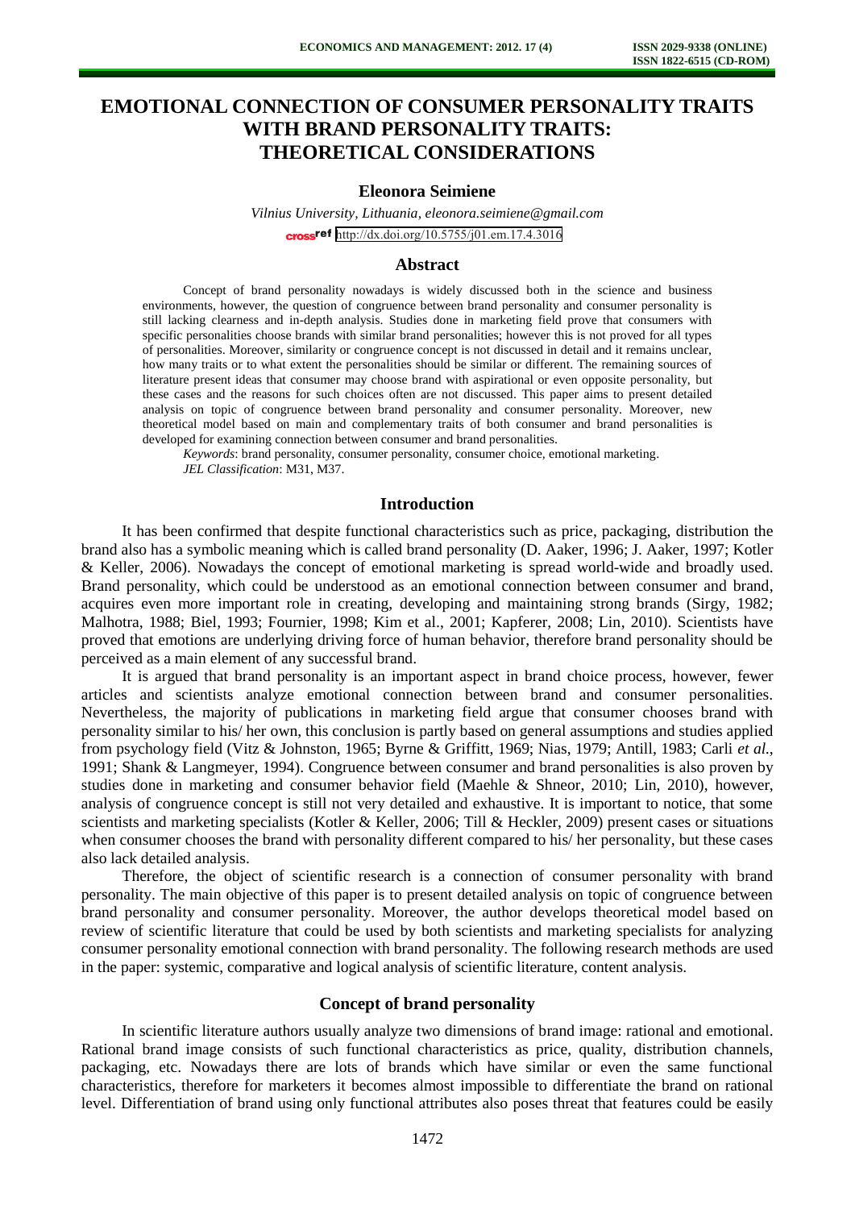# EMOTIONAL CONNECTION OF CONSUMER PERSONALITY TRAITS WITH BRAND PERSONALITY TRAITS: THEORETICAL CONSIDERATIONS

**Eleonora Seimiene**

*Vilnius University, Lithuania, eleonora.seimiene@gmail.com*

http://dx.doi.org/10.5755/j01.em.17.4.3016

## Abstract

Concept of brand personality nowadays is widely discussed both in the science and business environments, however, the question of congruence between brand personality and consumer personality is still lacking clearness and in-depth analysis. Studies done in marketing field prove that consumers with specific personalities choose brands with similar brand personalities; however this is not proved for all types of personalities. Moreover, similarity or congruence concept is not discussed in detail and it remains unclear, how many traits or to what extent the personalities should be similar or different. The remaining sources of literature present ideas that consumer may choose brand with aspirational or even opposite personality, but these cases and the reasons for such choices often are not discussed. This paper aims to present detailed analysis on topic of congruence between brand personality and consumer personality. Moreover, new theoretical model based on main and complementary traits of both consumer and brand personalities is developed for examining connection between consumer and brand personalities.

*Keywords*: brand personality, consumer personality, consumer choice, emotional marketing.

*JEL Classification*: M31, M37.

## Introduction

It has been confirmed that despite functional characteristics such as price, packaging, distribution the brand also has a symbolic meaning which is called brand personality (D. Aaker, 1996; J. Aaker, 1997; Kotler & Keller, 2006). Nowadays the concept of emotional marketing is spread world-wide and broadly used. Brand personality, which could be understood as an emotional connection between consumer and brand, acquires even more important role in creating, developing and maintaining strong brands (Sirgy, 1982; Malhotra, 1988; Biel, 1993; Fournier, 1998; Kim et al., 2001; Kapferer, 2008; Lin, 2010). Scientists have proved that emotions are underlying driving force of human behavior, therefore brand personality should be perceived as a main element of any successful brand.

It is argued that brand personality is an important aspect in brand choice process, however, fewer articles and scientists analyze emotional connection between brand and consumer personalities. Nevertheless, the majority of publications in marketing field argue that consumer chooses brand with personality similar to his/ her own, this conclusion is partly based on general assumptions and studies applied from psychology field (Vitz & Johnston, 1965; Byrne & Griffitt, 1969; Nias, 1979; Antill, 1983; Carli *et al.*, 1991; Shank & Langmeyer, 1994). Congruence between consumer and brand personalities is also proven by studies done in marketing and consumer behavior field (Maehle & Shneor, 2010; Lin, 2010), however, analysis of congruence concept is still not very detailed and exhaustive. It is important to notice, that some scientists and marketing specialists (Kotler & Keller, 2006; Till & Heckler, 2009) present cases or situations when consumer chooses the brand with personality different compared to his/ her personality, but these cases also lack detailed analysis.

Therefore, the object of scientific research is a connection of consumer personality with brand personality. The main objective of this paper is to present detailed analysis on topic of congruence between brand personality and consumer personality. Moreover, the author develops theoretical model based on review of scientific literature that could be used by both scientists and marketing specialists for analyzing consumer personality emotional connection with brand personality. The following research methods are used in the paper: systemic, comparative and logical analysis of scientific literature, content analysis.

## Concept of brand personality

In scientific literature authors usually analyze two dimensions of brand image: rational and emotional. Rational brand image consists of such functional characteristics as price, quality, distribution channels, packaging, etc. Nowadays there are lots of brands which have similar or even the same functional characteristics, therefore for marketers it becomes almost impossible to differentiate the brand on rational level. Differentiation of brand using only functional attributes also poses threat that features could be easily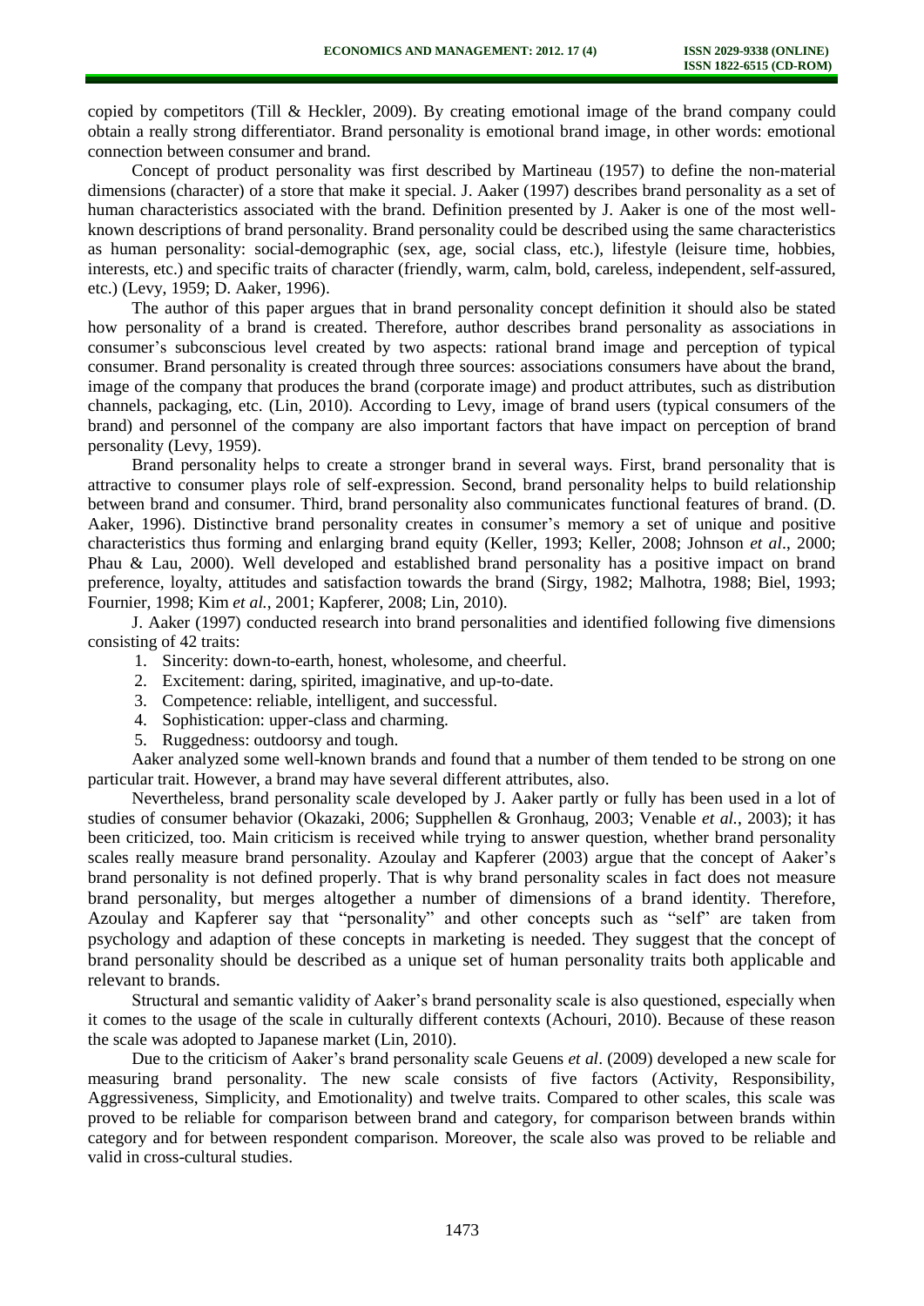copied by competitors (Till & Heckler, 2009). By creating emotional image of the brand company could obtain a really strong differentiator. Brand personality is emotional brand image, in other words: emotional connection between consumer and brand.

Concept of product personality was first described by Martineau (1957) to define the non-material dimensions (character) of a store that make it special. J. Aaker (1997) describes brand personality as a set of human characteristics associated with the brand. Definition presented by J. Aaker is one of the most well-known descriptions of brand personality. Brand personality could be described using the same characteristics as human personality: social-demographic (sex, age, social class, etc.), lifestyle (leisure time, hobbies, interests, etc.) and specific traits of character (friendly, warm, calm, bold, careless, independent, self-assured, etc.) (Levy, 1959; D. Aaker, 1996).

The author of this paper argues that in brand personality concept definition it should also be stated how personality of a brand is created. Therefore, author describes brand personality as associations in consumer's subconscious level created by two aspects: rational brand image and perception of typical consumer. Brand personality is created through three sources: associations consumers have about the brand, image of the company that produces the brand (corporate image) and product attributes, such as distribution channels, packaging, etc. (Lin, 2010). According to Levy, image of brand users (typical consumers of the brand) and personnel of the company are also important factors that have impact on perception of brand personality (Levy, 1959).

Brand personality helps to create a stronger brand in several ways. First, brand personality that is attractive to consumer plays role of self-expression. Second, brand personality helps to build relationship between brand and consumer. Third, brand personality also communicates functional features of brand. (D. Aaker, 1996). Distinctive brand personality creates in consumer's memory a set of unique and positive characteristics thus forming and enlarging brand equity (Keller, 1993; Keller, 2008; Johnson *et al*., 2000; Phau & Lau, 2000). Well developed and established brand personality has a positive impact on brand preference, loyalty, attitudes and satisfaction towards the brand (Sirgy, 1982; Malhotra, 1988; Biel, 1993; Fournier, 1998; Kim *et al.*, 2001; Kapferer, 2008; Lin, 2010).

J. Aaker (1997) conducted research into brand personalities and identified following five dimensions consisting of 42 traits:

1. Sincerity: down-to-earth, honest, wholesome, and cheerful.
2. Excitement: daring, spirited, imaginative, and up-to-date.
3. Competence: reliable, intelligent, and successful.
4. Sophistication: upper-class and charming.
5. Ruggedness: outdoorsy and tough.

Aaker analyzed some well-known brands and found that a number of them tended to be strong on one particular trait. However, a brand may have several different attributes, also.

Nevertheless, brand personality scale developed by J. Aaker partly or fully has been used in a lot of studies of consumer behavior (Okazaki, 2006; Supphellen & Gronhaug, 2003; Venable *et al.*, 2003); it has been criticized, too. Main criticism is received while trying to answer question, whether brand personality scales really measure brand personality. Azoulay and Kapferer (2003) argue that the concept of Aaker's brand personality is not defined properly. That is why brand personality scales in fact does not measure brand personality, but merges altogether a number of dimensions of a brand identity. Therefore, Azoulay and Kapferer say that "personality" and other concepts such as "self" are taken from psychology and adaption of these concepts in marketing is needed. They suggest that the concept of brand personality should be described as a unique set of human personality traits both applicable and relevant to brands.

Structural and semantic validity of Aaker's brand personality scale is also questioned, especially when it comes to the usage of the scale in culturally different contexts (Achouri, 2010). Because of these reason the scale was adopted to Japanese market (Lin, 2010).

Due to the criticism of Aaker's brand personality scale Geuens *et al*. (2009) developed a new scale for measuring brand personality. The new scale consists of five factors (Activity, Responsibility, Aggressiveness, Simplicity, and Emotionality) and twelve traits. Compared to other scales, this scale was proved to be reliable for comparison between brand and category, for comparison between brands within category and for between respondent comparison. Moreover, the scale also was proved to be reliable and valid in cross-cultural studies.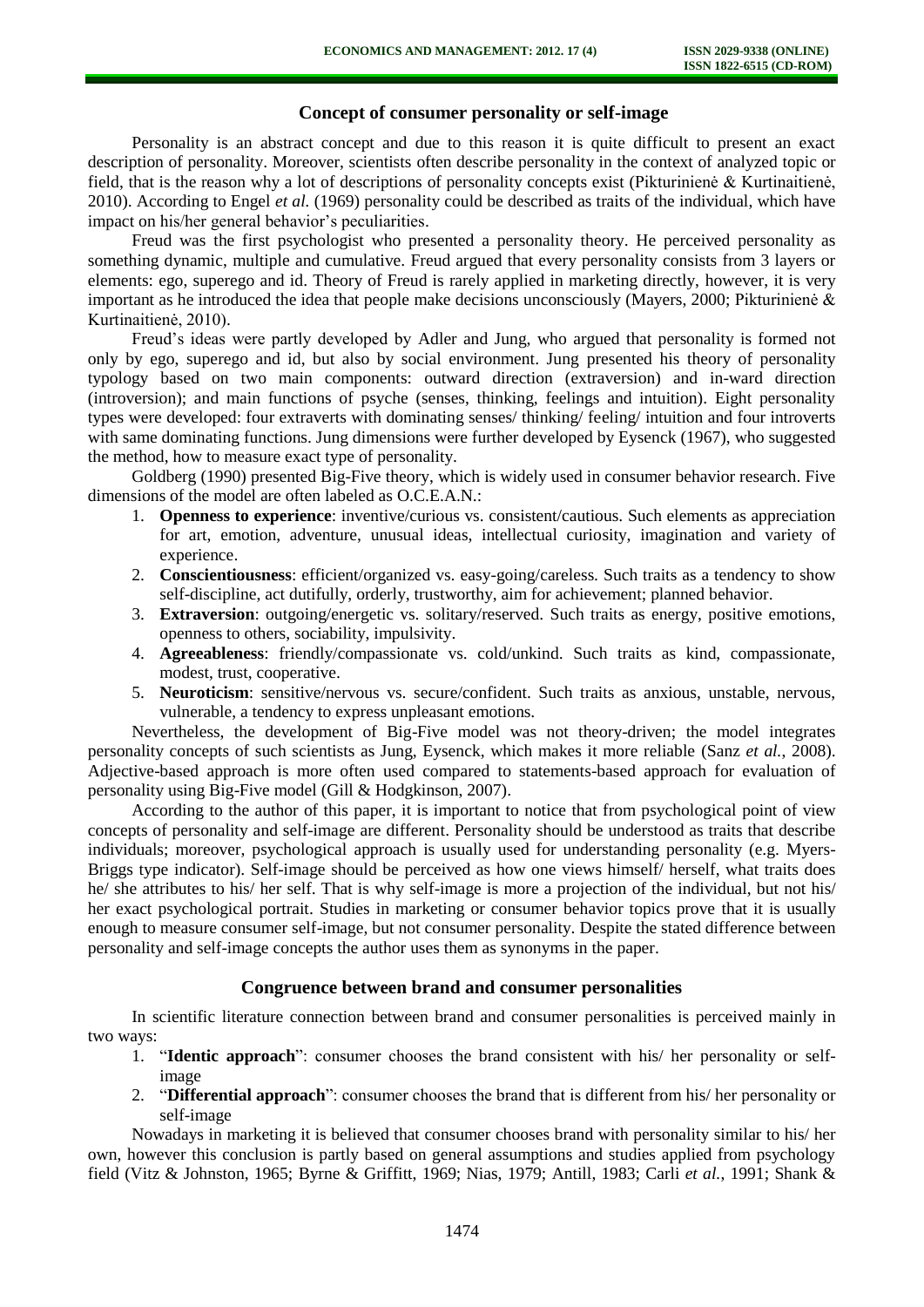## Concept of consumer personality or self-image

Personality is an abstract concept and due to this reason it is quite difficult to present an exact description of personality. Moreover, scientists often describe personality in the context of analyzed topic or field, that is the reason why a lot of descriptions of personality concepts exist (Pikturinienė & Kurtinaitienė, 2010). According to Engel *et al.* (1969) personality could be described as traits of the individual, which have impact on his/her general behavior's peculiarities.

Freud was the first psychologist who presented a personality theory. He perceived personality as something dynamic, multiple and cumulative. Freud argued that every personality consists from 3 layers or elements: ego, superego and id. Theory of Freud is rarely applied in marketing directly, however, it is very important as he introduced the idea that people make decisions unconsciously (Mayers, 2000; Pikturinienė & Kurtinaitienė, 2010).

Freud's ideas were partly developed by Adler and Jung, who argued that personality is formed not only by ego, superego and id, but also by social environment. Jung presented his theory of personality typology based on two main components: outward direction (extraversion) and in-ward direction (introversion); and main functions of psyche (senses, thinking, feelings and intuition). Eight personality types were developed: four extraverts with dominating senses/ thinking/ feeling/ intuition and four introverts with same dominating functions. Jung dimensions were further developed by Eysenck (1967), who suggested the method, how to measure exact type of personality.

Goldberg (1990) presented Big-Five theory, which is widely used in consumer behavior research. Five dimensions of the model are often labeled as O.C.E.A.N.:

1. **Openness to experience**: inventive/curious vs. consistent/cautious. Such elements as appreciation for art, emotion, adventure, unusual ideas, intellectual curiosity, imagination and variety of experience.
2. **Conscientiousness**: efficient/organized vs. easy-going/careless. Such traits as a tendency to show self-discipline, act dutifully, orderly, trustworthy, aim for achievement; planned behavior.
3. **Extraversion**: outgoing/energetic vs. solitary/reserved. Such traits as energy, positive emotions, openness to others, sociability, impulsivity.
4. **Agreeableness**: friendly/compassionate vs. cold/unkind. Such traits as kind, compassionate, modest, trust, cooperative.
5. **Neuroticism**: sensitive/nervous vs. secure/confident. Such traits as anxious, unstable, nervous, vulnerable, a tendency to express unpleasant emotions.

Nevertheless, the development of Big-Five model was not theory-driven; the model integrates personality concepts of such scientists as Jung, Eysenck, which makes it more reliable (Sanz *et al.*, 2008). Adjective-based approach is more often used compared to statements-based approach for evaluation of personality using Big-Five model (Gill & Hodgkinson, 2007).

According to the author of this paper, it is important to notice that from psychological point of view concepts of personality and self-image are different. Personality should be understood as traits that describe individuals; moreover, psychological approach is usually used for understanding personality (e.g. Myers-Briggs type indicator). Self-image should be perceived as how one views himself/ herself, what traits does he/ she attributes to his/ her self. That is why self-image is more a projection of the individual, but not his/ her exact psychological portrait. Studies in marketing or consumer behavior topics prove that it is usually enough to measure consumer self-image, but not consumer personality. Despite the stated difference between personality and self-image concepts the author uses them as synonyms in the paper.

## Congruence between brand and consumer personalities

In scientific literature connection between brand and consumer personalities is perceived mainly in two ways:

1. "**Identic approach**": consumer chooses the brand consistent with his/ her personality or self-image
2. "**Differential approach**": consumer chooses the brand that is different from his/ her personality or self-image

Nowadays in marketing it is believed that consumer chooses brand with personality similar to his/ her own, however this conclusion is partly based on general assumptions and studies applied from psychology field (Vitz & Johnston, 1965; Byrne & Griffitt, 1969; Nias, 1979; Antill, 1983; Carli *et al.*, 1991; Shank &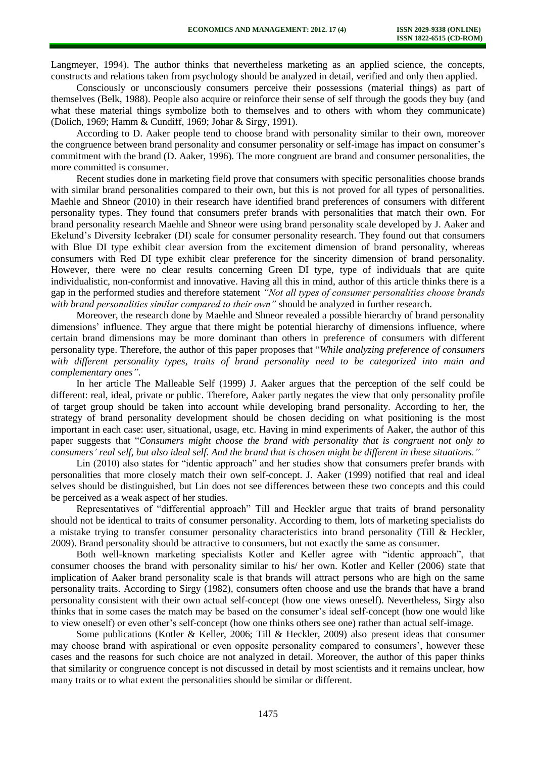Langmeyer, 1994). The author thinks that nevertheless marketing as an applied science, the concepts, constructs and relations taken from psychology should be analyzed in detail, verified and only then applied.

Consciously or unconsciously consumers perceive their possessions (material things) as part of themselves (Belk, 1988). People also acquire or reinforce their sense of self through the goods they buy (and what these material things symbolize both to themselves and to others with whom they communicate) (Dolich, 1969; Hamm & Cundiff, 1969; Johar & Sirgy, 1991).

According to D. Aaker people tend to choose brand with personality similar to their own, moreover the congruence between brand personality and consumer personality or self-image has impact on consumer's commitment with the brand (D. Aaker, 1996). The more congruent are brand and consumer personalities, the more committed is consumer.

Recent studies done in marketing field prove that consumers with specific personalities choose brands with similar brand personalities compared to their own, but this is not proved for all types of personalities. Maehle and Shneor (2010) in their research have identified brand preferences of consumers with different personality types. They found that consumers prefer brands with personalities that match their own. For brand personality research Maehle and Shneor were using brand personality scale developed by J. Aaker and Ekelund's Diversity Icebraker (DI) scale for consumer personality research. They found out that consumers with Blue DI type exhibit clear aversion from the excitement dimension of brand personality, whereas consumers with Red DI type exhibit clear preference for the sincerity dimension of brand personality. However, there were no clear results concerning Green DI type, type of individuals that are quite individualistic, non-conformist and innovative. Having all this in mind, author of this article thinks there is a gap in the performed studies and therefore statement *"Not all types of consumer personalities choose brands with brand personalities similar compared to their own"* should be analyzed in further research.

Moreover, the research done by Maehle and Shneor revealed a possible hierarchy of brand personality dimensions' influence. They argue that there might be potential hierarchy of dimensions influence, where certain brand dimensions may be more dominant than others in preference of consumers with different personality type. Therefore, the author of this paper proposes that "*While analyzing preference of consumers with different personality types, traits of brand personality need to be categorized into main and complementary ones"*.

In her article The Malleable Self (1999) J. Aaker argues that the perception of the self could be different: real, ideal, private or public. Therefore, Aaker partly negates the view that only personality profile of target group should be taken into account while developing brand personality. According to her, the strategy of brand personality development should be chosen deciding on what positioning is the most important in each case: user, situational, usage, etc. Having in mind experiments of Aaker, the author of this paper suggests that "*Consumers might choose the brand with personality that is congruent not only to consumers' real self, but also ideal self. And the brand that is chosen might be different in these situations."*

Lin (2010) also states for "identic approach" and her studies show that consumers prefer brands with personalities that more closely match their own self-concept. J. Aaker (1999) notified that real and ideal selves should be distinguished, but Lin does not see differences between these two concepts and this could be perceived as a weak aspect of her studies.

Representatives of "differential approach" Till and Heckler argue that traits of brand personality should not be identical to traits of consumer personality. According to them, lots of marketing specialists do a mistake trying to transfer consumer personality characteristics into brand personality (Till & Heckler, 2009). Brand personality should be attractive to consumers, but not exactly the same as consumer.

Both well-known marketing specialists Kotler and Keller agree with "identic approach", that consumer chooses the brand with personality similar to his/ her own. Kotler and Keller (2006) state that implication of Aaker brand personality scale is that brands will attract persons who are high on the same personality traits. According to Sirgy (1982), consumers often choose and use the brands that have a brand personality consistent with their own actual self-concept (how one views oneself). Nevertheless, Sirgy also thinks that in some cases the match may be based on the consumer's ideal self-concept (how one would like to view oneself) or even other's self-concept (how one thinks others see one) rather than actual self-image.

Some publications (Kotler & Keller, 2006; Till & Heckler, 2009) also present ideas that consumer may choose brand with aspirational or even opposite personality compared to consumers', however these cases and the reasons for such choice are not analyzed in detail. Moreover, the author of this paper thinks that similarity or congruence concept is not discussed in detail by most scientists and it remains unclear, how many traits or to what extent the personalities should be similar or different.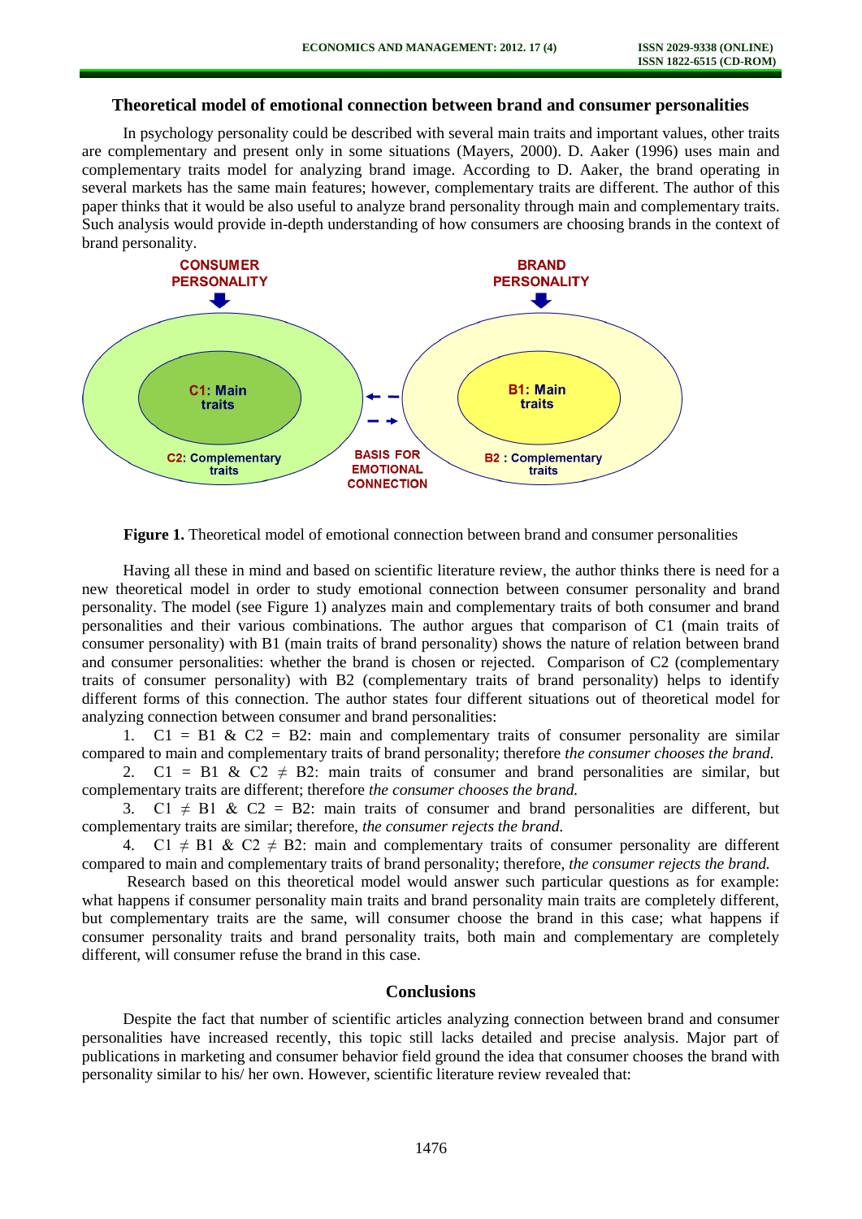### Theoretical model of emotional connection between brand and consumer personalities

In psychology personality could be described with several main traits and important values, other traits are complementary and present only in some situations (Mayers, 2000). D. Aaker (1996) uses main and complementary traits model for analyzing brand image. According to D. Aaker, the brand operating in several markets has the same main features; however, complementary traits are different. The author of this paper thinks that it would be also useful to analyze brand personality through main and complementary traits. Such analysis would provide in-depth understanding of how consumers are choosing brands in the context of brand personality.

CONSUMER PERSONALITY

C1: Main traits

C2: Complementary traits

BRAND PERSONALITY

B1: Main traits

B2 : Complementary traits

BASIS FOR EMOTIONAL CONNECTION

**Figure 1.** Theoretical model of emotional connection between brand and consumer personalities

Having all these in mind and based on scientific literature review, the author thinks there is need for a new theoretical model in order to study emotional connection between consumer personality and brand personality. The model (see Figure 1) analyzes main and complementary traits of both consumer and brand personalities and their various combinations. The author argues that comparison of C1 (main traits of consumer personality) with B1 (main traits of brand personality) shows the nature of relation between brand and consumer personalities: whether the brand is chosen or rejected. Comparison of C2 (complementary traits of consumer personality) with B2 (complementary traits of brand personality) helps to identify different forms of this connection. The author states four different situations out of theoretical model for analyzing connection between consumer and brand personalities:

1. $C1 = B1$ & $C2 = B2$: main and complementary traits of consumer personality are similar compared to main and complementary traits of brand personality; therefore *the consumer chooses the brand.*
2. $C1 = B1$ & $C2 \neq B2$: main traits of consumer and brand personalities are similar, but complementary traits are different; therefore *the consumer chooses the brand.*
3. $C1 \neq B1$ & $C2 = B2$: main traits of consumer and brand personalities are different, but complementary traits are similar; therefore, *the consumer rejects the brand.*
4. $C1 \neq B1$ & $C2 \neq B2$: main and complementary traits of consumer personality are different compared to main and complementary traits of brand personality; therefore, *the consumer rejects the brand.*

Research based on this theoretical model would answer such particular questions as for example: what happens if consumer personality main traits and brand personality main traits are completely different, but complementary traits are the same, will consumer choose the brand in this case; what happens if consumer personality traits and brand personality traits, both main and complementary are completely different, will consumer refuse the brand in this case.

## Conclusions

Despite the fact that number of scientific articles analyzing connection between brand and consumer personalities have increased recently, this topic still lacks detailed and precise analysis. Major part of publications in marketing and consumer behavior field ground the idea that consumer chooses the brand with personality similar to his/ her own. However, scientific literature review revealed that: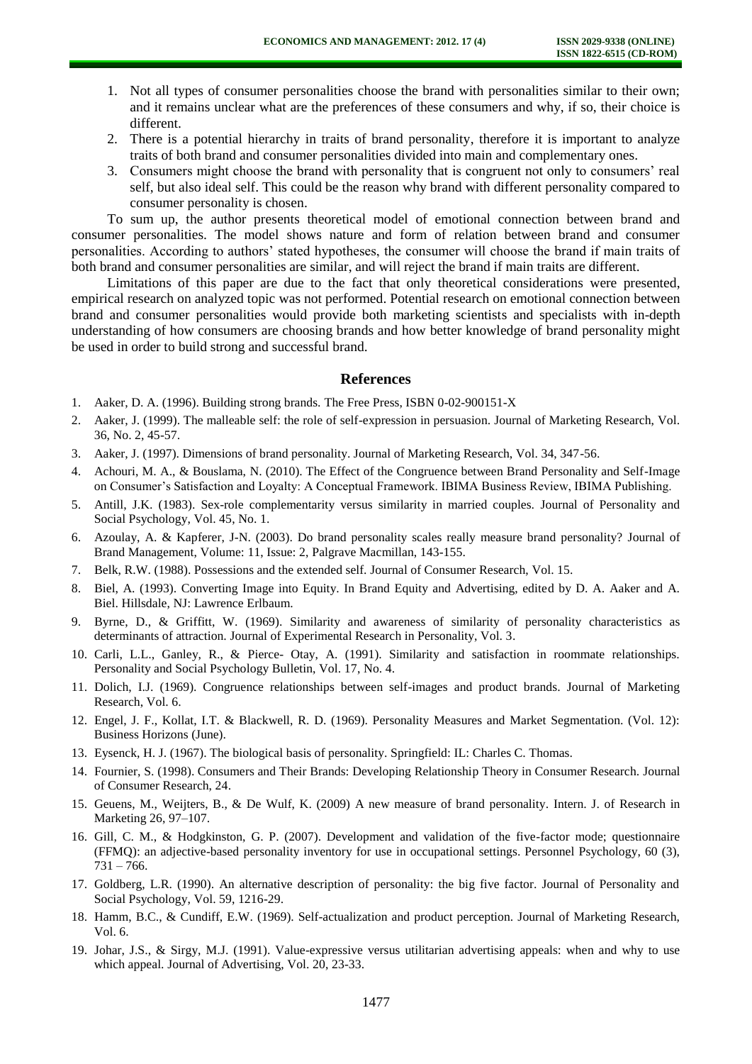1. Not all types of consumer personalities choose the brand with personalities similar to their own; and it remains unclear what are the preferences of these consumers and why, if so, their choice is different.
2. There is a potential hierarchy in traits of brand personality, therefore it is important to analyze traits of both brand and consumer personalities divided into main and complementary ones.
3. Consumers might choose the brand with personality that is congruent not only to consumers' real self, but also ideal self. This could be the reason why brand with different personality compared to consumer personality is chosen.

To sum up, the author presents theoretical model of emotional connection between brand and consumer personalities. The model shows nature and form of relation between brand and consumer personalities. According to authors' stated hypotheses, the consumer will choose the brand if main traits of both brand and consumer personalities are similar, and will reject the brand if main traits are different.

Limitations of this paper are due to the fact that only theoretical considerations were presented, empirical research on analyzed topic was not performed. Potential research on emotional connection between brand and consumer personalities would provide both marketing scientists and specialists with in-depth understanding of how consumers are choosing brands and how better knowledge of brand personality might be used in order to build strong and successful brand.

## References

1. Aaker, D. A. (1996). Building strong brands. The Free Press, ISBN 0-02-900151-X
2. Aaker, J. (1999). The malleable self: the role of self-expression in persuasion. Journal of Marketing Research, Vol. 36, No. 2, 45-57.
3. Aaker, J. (1997). Dimensions of brand personality. Journal of Marketing Research, Vol. 34, 347-56.
4. Achouri, M. A., & Bouslama, N. (2010). The Effect of the Congruence between Brand Personality and Self-Image on Consumer's Satisfaction and Loyalty: A Conceptual Framework. IBIMA Business Review, IBIMA Publishing.
5. Antill, J.K. (1983). Sex-role complementarity versus similarity in married couples. Journal of Personality and Social Psychology, Vol. 45, No. 1.
6. Azoulay, A. & Kapferer, J-N. (2003). Do brand personality scales really measure brand personality? Journal of Brand Management, Volume: 11, Issue: 2, Palgrave Macmillan, 143-155.
7. Belk, R.W. (1988). Possessions and the extended self. Journal of Consumer Research, Vol. 15.
8. Biel, A. (1993). Converting Image into Equity. In Brand Equity and Advertising, edited by D. A. Aaker and A. Biel. Hillsdale, NJ: Lawrence Erlbaum.
9. Byrne, D., & Griffitt, W. (1969). Similarity and awareness of similarity of personality characteristics as determinants of attraction. Journal of Experimental Research in Personality, Vol. 3.
10. Carli, L.L., Ganley, R., & Pierce- Otay, A. (1991). Similarity and satisfaction in roommate relationships. Personality and Social Psychology Bulletin, Vol. 17, No. 4.
11. Dolich, I.J. (1969). Congruence relationships between self-images and product brands. Journal of Marketing Research, Vol. 6.
12. Engel, J. F., Kollat, I.T. & Blackwell, R. D. (1969). Personality Measures and Market Segmentation. (Vol. 12): Business Horizons (June).
13. Eysenck, H. J. (1967). The biological basis of personality. Springfield: IL: Charles C. Thomas.
14. Fournier, S. (1998). Consumers and Their Brands: Developing Relationship Theory in Consumer Research. Journal of Consumer Research, 24.
15. Geuens, M., Weijters, B., & De Wulf, K. (2009) A new measure of brand personality. Intern. J. of Research in Marketing 26, 97–107.
16. Gill, C. M., & Hodgkinston, G. P. (2007). Development and validation of the five-factor mode; questionnaire (FFMQ): an adjective-based personality inventory for use in occupational settings. Personnel Psychology, 60 (3), 731 – 766.
17. Goldberg, L.R. (1990). An alternative description of personality: the big five factor. Journal of Personality and Social Psychology, Vol. 59, 1216-29.
18. Hamm, B.C., & Cundiff, E.W. (1969). Self-actualization and product perception. Journal of Marketing Research, Vol. 6.
19. Johar, J.S., & Sirgy, M.J. (1991). Value-expressive versus utilitarian advertising appeals: when and why to use which appeal. Journal of Advertising, Vol. 20, 23-33.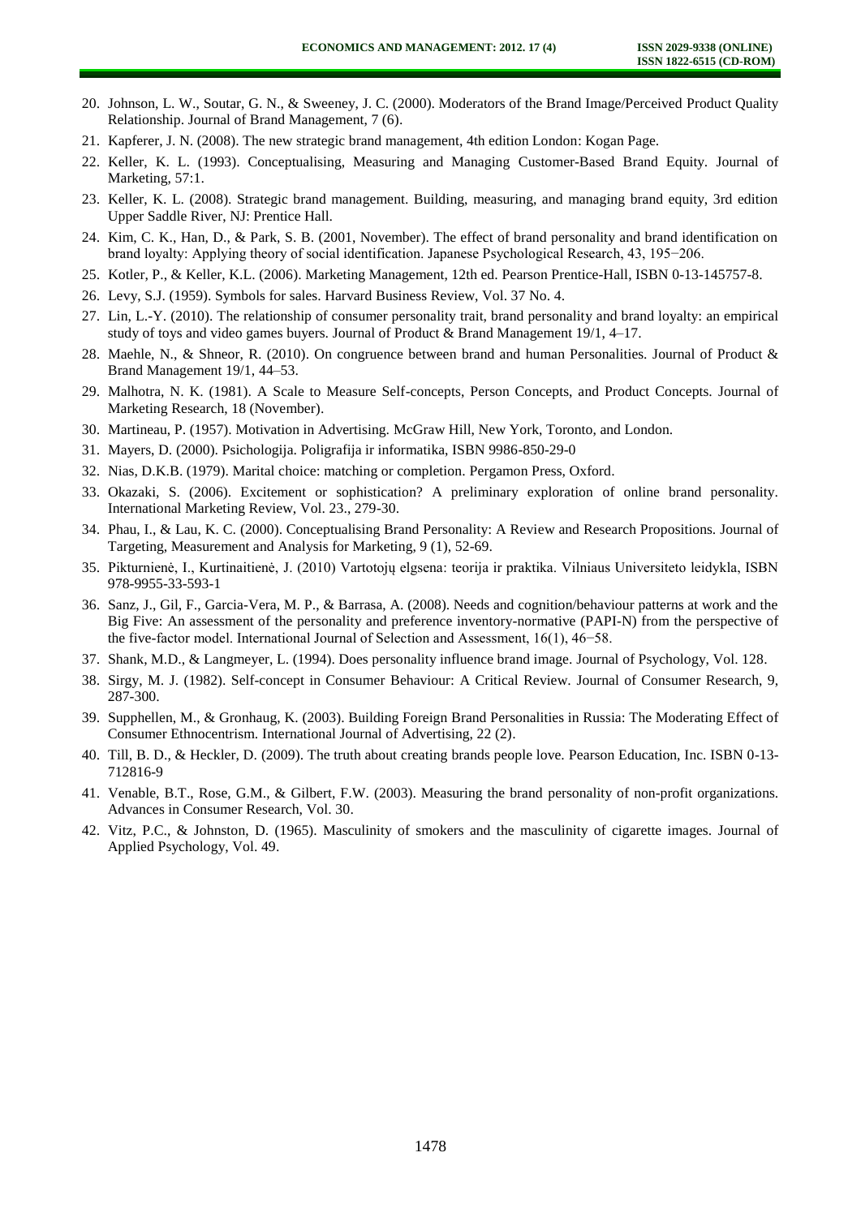20. Johnson, L. W., Soutar, G. N., & Sweeney, J. C. (2000). Moderators of the Brand Image/Perceived Product Quality Relationship. Journal of Brand Management, 7 (6).
21. Kapferer, J. N. (2008). The new strategic brand management, 4th edition London: Kogan Page.
22. Keller, K. L. (1993). Conceptualising, Measuring and Managing Customer-Based Brand Equity. Journal of Marketing, 57:1.
23. Keller, K. L. (2008). Strategic brand management. Building, measuring, and managing brand equity, 3rd edition Upper Saddle River, NJ: Prentice Hall.
24. Kim, C. K., Han, D., & Park, S. B. (2001, November). The effect of brand personality and brand identification on brand loyalty: Applying theory of social identification. Japanese Psychological Research, 43, 195−206.
25. Kotler, P., & Keller, K.L. (2006). Marketing Management, 12th ed. Pearson Prentice-Hall, ISBN 0-13-145757-8.
26. Levy, S.J. (1959). Symbols for sales. Harvard Business Review, Vol. 37 No. 4.
27. Lin, L.-Y. (2010). The relationship of consumer personality trait, brand personality and brand loyalty: an empirical study of toys and video games buyers. Journal of Product & Brand Management 19/1, 4–17.
28. Maehle, N., & Shneor, R. (2010). On congruence between brand and human Personalities. Journal of Product & Brand Management 19/1, 44–53.
29. Malhotra, N. K. (1981). A Scale to Measure Self-concepts, Person Concepts, and Product Concepts. Journal of Marketing Research, 18 (November).
30. Martineau, P. (1957). Motivation in Advertising. McGraw Hill, New York, Toronto, and London.
31. Mayers, D. (2000). Psichologija. Poligrafija ir informatika, ISBN 9986-850-29-0
32. Nias, D.K.B. (1979). Marital choice: matching or completion. Pergamon Press, Oxford.
33. Okazaki, S. (2006). Excitement or sophistication? A preliminary exploration of online brand personality. International Marketing Review, Vol. 23., 279-30.
34. Phau, I., & Lau, K. C. (2000). Conceptualising Brand Personality: A Review and Research Propositions. Journal of Targeting, Measurement and Analysis for Marketing, 9 (1), 52-69.
35. Pikturnienė, I., Kurtinaitienė, J. (2010) Vartotojų elgsena: teorija ir praktika. Vilniaus Universiteto leidykla, ISBN 978-9955-33-593-1
36. Sanz, J., Gil, F., Garcia-Vera, M. P., & Barrasa, A. (2008). Needs and cognition/behaviour patterns at work and the Big Five: An assessment of the personality and preference inventory-normative (PAPI-N) from the perspective of the five-factor model. International Journal of Selection and Assessment, 16(1), 46−58.
37. Shank, M.D., & Langmeyer, L. (1994). Does personality influence brand image. Journal of Psychology, Vol. 128.
38. Sirgy, M. J. (1982). Self-concept in Consumer Behaviour: A Critical Review. Journal of Consumer Research, 9, 287-300.
39. Supphellen, M., & Gronhaug, K. (2003). Building Foreign Brand Personalities in Russia: The Moderating Effect of Consumer Ethnocentrism. International Journal of Advertising, 22 (2).
40. Till, B. D., & Heckler, D. (2009). The truth about creating brands people love. Pearson Education, Inc. ISBN 0-13-712816-9
41. Venable, B.T., Rose, G.M., & Gilbert, F.W. (2003). Measuring the brand personality of non-profit organizations. Advances in Consumer Research, Vol. 30.
42. Vitz, P.C., & Johnston, D. (1965). Masculinity of smokers and the masculinity of cigarette images. Journal of Applied Psychology, Vol. 49.